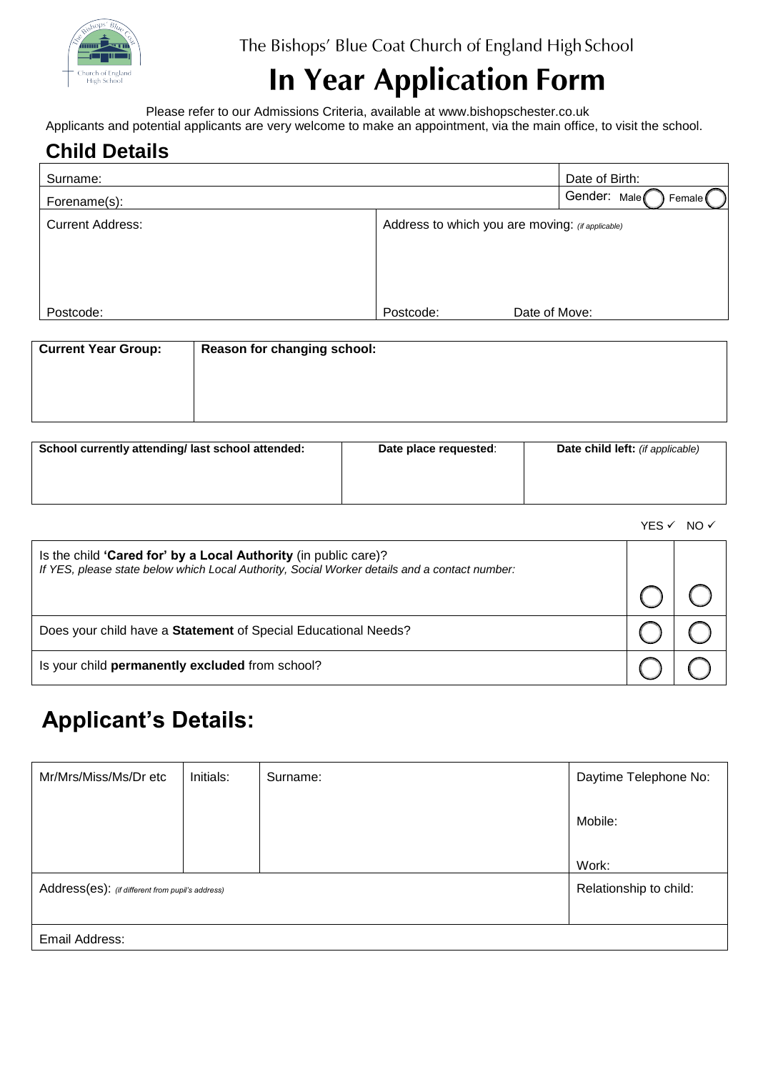The Bishops' Blue Coat Church of England High School

# In Year Application Form

Please refer to our Admissions Criteria, available at www.bishopschester.co.uk
Applicants and potential applicants are very welcome to make an appointment, via the main office, to visit the school.

## Child Details

| | |
|---|---|
| Surname: | Date of Birth: |
| Forename(s): | Gender: Male ◯ Female ◯ |
| Current Address:<br><br>Postcode: | Address to which you are moving: *(if applicable)*<br><br>Postcode: Date of Move: |

| **Current Year Group:** | **Reason for changing school:** |
|---|---|
| | |

| **School currently attending/ last school attended:** | **Date place requested:** | **Date child left:** *(if applicable)* |
|---|---|---|
| | | |

| | YES ✓ | NO ✓ |
|---|---|---|
| Is the child **'Cared for' by a Local Authority** (in public care)?<br>*If YES, please state below which Local Authority, Social Worker details and a contact number:* | ◯ | ◯ |
| Does your child have a **Statement** of Special Educational Needs? | ◯ | ◯ |
| Is your child **permanently excluded** from school? | ◯ | ◯ |

## Applicant's Details:

| Mr/Mrs/Miss/Ms/Dr etc | Initials: | Surname: | Daytime Telephone No:<br><br>Mobile:<br><br>Work: |
|---|---|---|---|
| Address(es): *(if different from pupil's address)* | | | Relationship to child: |
| Email Address: | | | |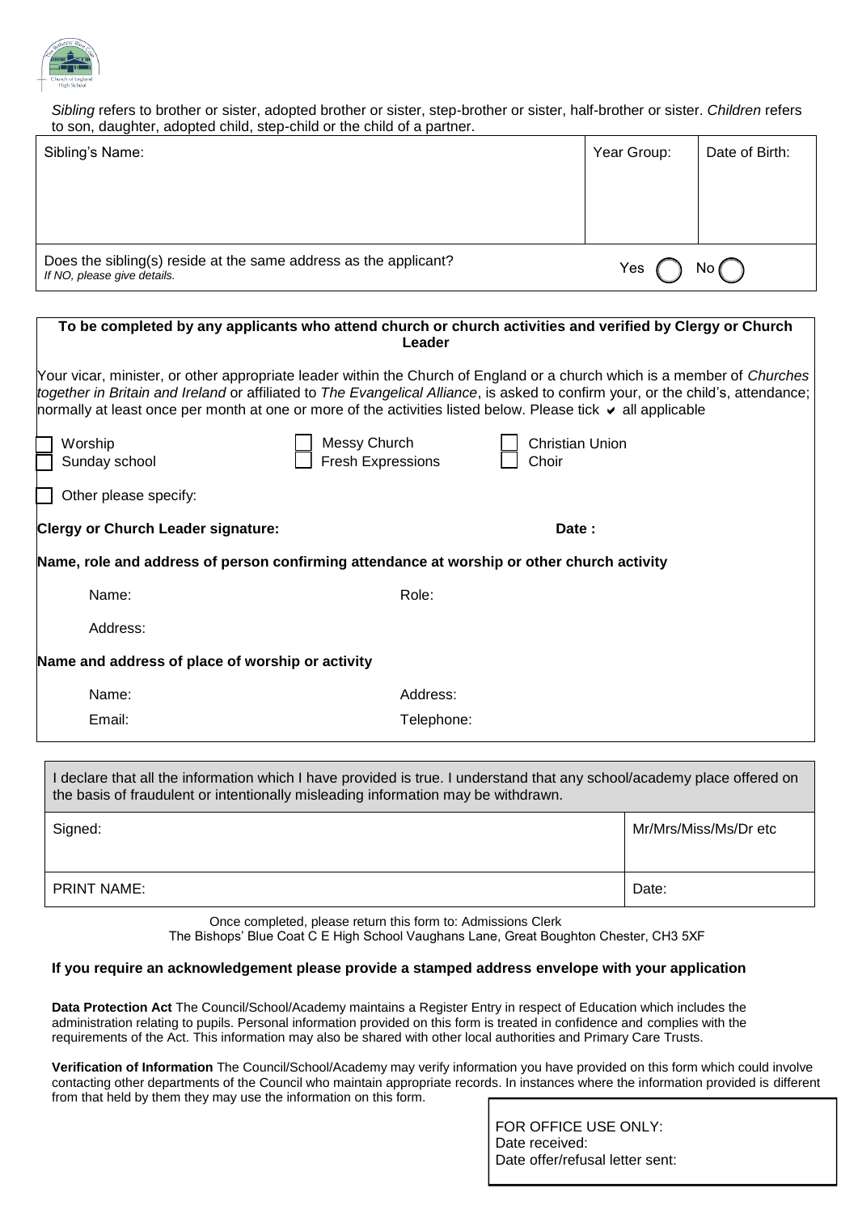*Sibling* refers to brother or sister, adopted brother or sister, step-brother or sister, half-brother or sister. *Children* refers to son, daughter, adopted child, step-child or the child of a partner.

| Sibling's Name: | Year Group: | Date of Birth: |
|---|---|---|
| | | |
| Does the sibling(s) reside at the same address as the applicant? *If NO, please give details.* | Yes ◯ | No ◯ |

**To be completed by any applicants who attend church or church activities and verified by Clergy or Church Leader**

Your vicar, minister, or other appropriate leader within the Church of England or a church which is a member of *Churches together in Britain and Ireland* or affiliated to *The Evangelical Alliance*, is asked to confirm your, or the child's, attendance; normally at least once per month at one or more of the activities listed below. Please tick ✔ all applicable

- ☐ Worship
- ☐ Sunday school
- ☐ Messy Church
- ☐ Fresh Expressions
- ☐ Christian Union
- ☐ Choir
- ☐ Other please specify:

**Clergy or Church Leader signature:** **Date :**

**Name, role and address of person confirming attendance at worship or other church activity**

Name: Role:

Address:

**Name and address of place of worship or activity**

Name: Address:

Email: Telephone:

| I declare that all the information which I have provided is true. I understand that any school/academy place offered on the basis of fraudulent or intentionally misleading information may be withdrawn. | |
|---|---|
| Signed: | Mr/Mrs/Miss/Ms/Dr etc |
| PRINT NAME: | Date: |

Once completed, please return this form to: Admissions Clerk
The Bishops' Blue Coat C E High School Vaughans Lane, Great Boughton Chester, CH3 5XF

**If you require an acknowledgement please provide a stamped address envelope with your application**

**Data Protection Act** The Council/School/Academy maintains a Register Entry in respect of Education which includes the administration relating to pupils. Personal information provided on this form is treated in confidence and complies with the requirements of the Act. This information may also be shared with other local authorities and Primary Care Trusts.

**Verification of Information** The Council/School/Academy may verify information you have provided on this form which could involve contacting other departments of the Council who maintain appropriate records. In instances where the information provided is different from that held by them they may use the information on this form.

FOR OFFICE USE ONLY:
Date received:
Date offer/refusal letter sent: